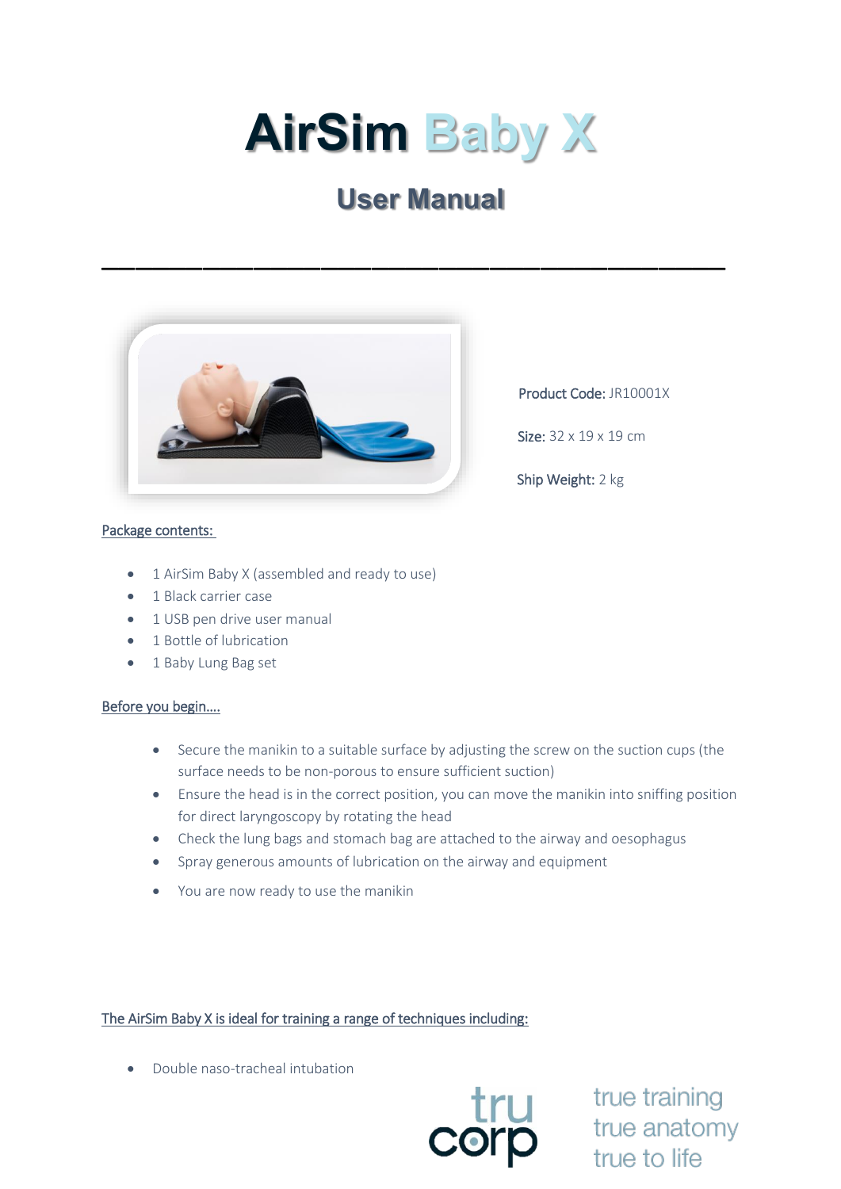# AirSim Baby X

## User Manual

---

**Product Code:** JR10001X

**Size:** 32 x 19 x 19 cm

**Ship Weight:** 2 kg

Package contents:

- 1 AirSim Baby X (assembled and ready to use)
- 1 Black carrier case
- 1 USB pen drive user manual
- 1 Bottle of lubrication
- 1 Baby Lung Bag set

Before you begin....

- Secure the manikin to a suitable surface by adjusting the screw on the suction cups (the surface needs to be non-porous to ensure sufficient suction)
- Ensure the head is in the correct position, you can move the manikin into sniffing position for direct laryngoscopy by rotating the head
- Check the lung bags and stomach bag are attached to the airway and oesophagus
- Spray generous amounts of lubrication on the airway and equipment
- You are now ready to use the manikin

The AirSim Baby X is ideal for training a range of techniques including:

- Double naso-tracheal intubation

tru corp

true training
true anatomy
true to life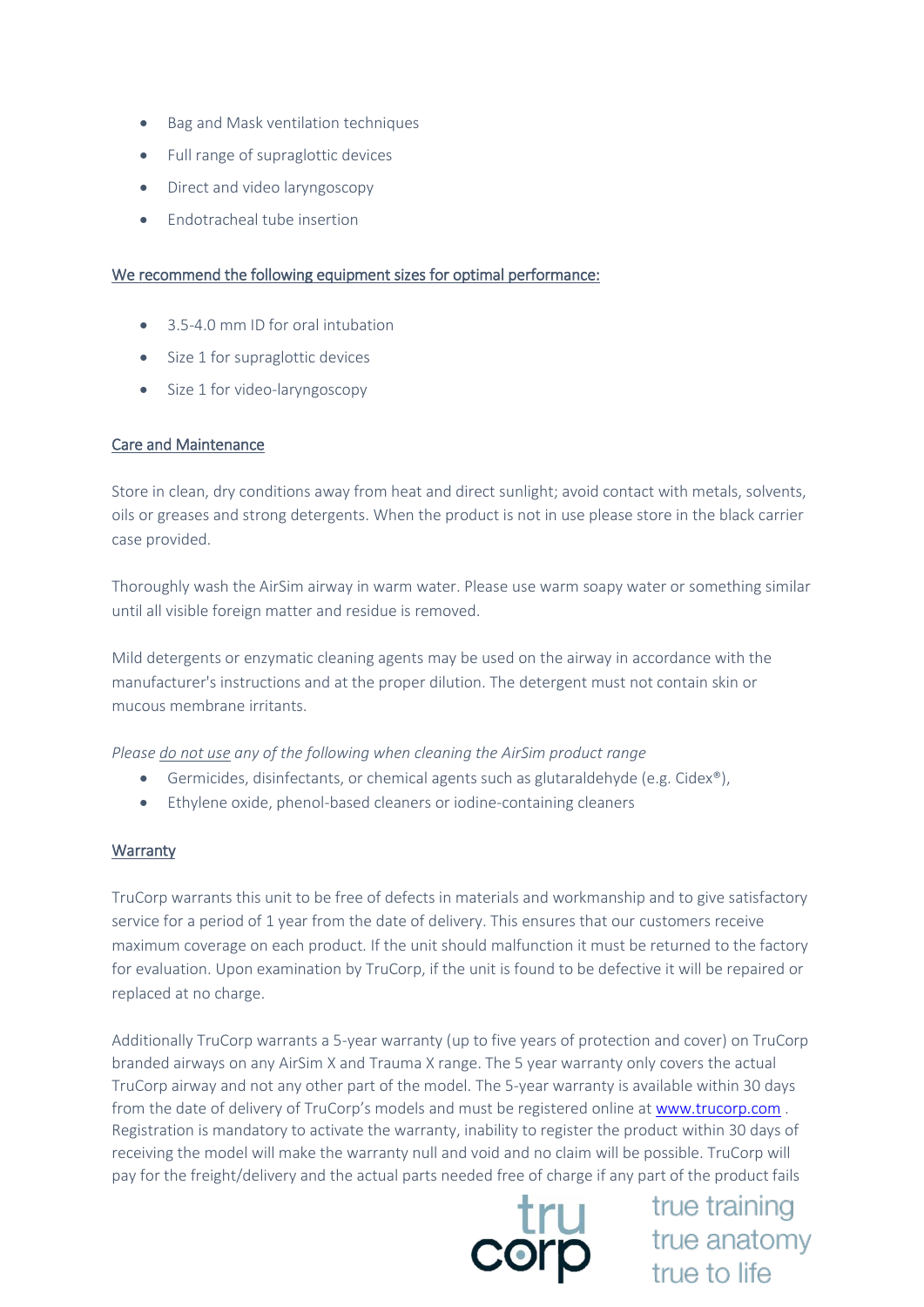- Bag and Mask ventilation techniques
- Full range of supraglottic devices
- Direct and video laryngoscopy
- Endotracheal tube insertion

<u>We recommend the following equipment sizes for optimal performance:</u>

- 3.5-4.0 mm ID for oral intubation
- Size 1 for supraglottic devices
- Size 1 for video-laryngoscopy

<u>Care and Maintenance</u>

Store in clean, dry conditions away from heat and direct sunlight; avoid contact with metals, solvents, oils or greases and strong detergents. When the product is not in use please store in the black carrier case provided.

Thoroughly wash the AirSim airway in warm water. Please use warm soapy water or something similar until all visible foreign matter and residue is removed.

Mild detergents or enzymatic cleaning agents may be used on the airway in accordance with the manufacturer's instructions and at the proper dilution. The detergent must not contain skin or mucous membrane irritants.

*Please <u>do not use</u> any of the following when cleaning the AirSim product range*

- Germicides, disinfectants, or chemical agents such as glutaraldehyde (e.g. Cidex®),
- Ethylene oxide, phenol-based cleaners or iodine-containing cleaners

<u>Warranty</u>

TruCorp warrants this unit to be free of defects in materials and workmanship and to give satisfactory service for a period of 1 year from the date of delivery. This ensures that our customers receive maximum coverage on each product. If the unit should malfunction it must be returned to the factory for evaluation. Upon examination by TruCorp, if the unit is found to be defective it will be repaired or replaced at no charge.

Additionally TruCorp warrants a 5-year warranty (up to five years of protection and cover) on TruCorp branded airways on any AirSim X and Trauma X range. The 5 year warranty only covers the actual TruCorp airway and not any other part of the model. The 5-year warranty is available within 30 days from the date of delivery of TruCorp's models and must be registered online at [www.trucorp.com](http://www.trucorp.com) . Registration is mandatory to activate the warranty, inability to register the product within 30 days of receiving the model will make the warranty null and void and no claim will be possible. TruCorp will pay for the freight/delivery and the actual parts needed free of charge if any part of the product fails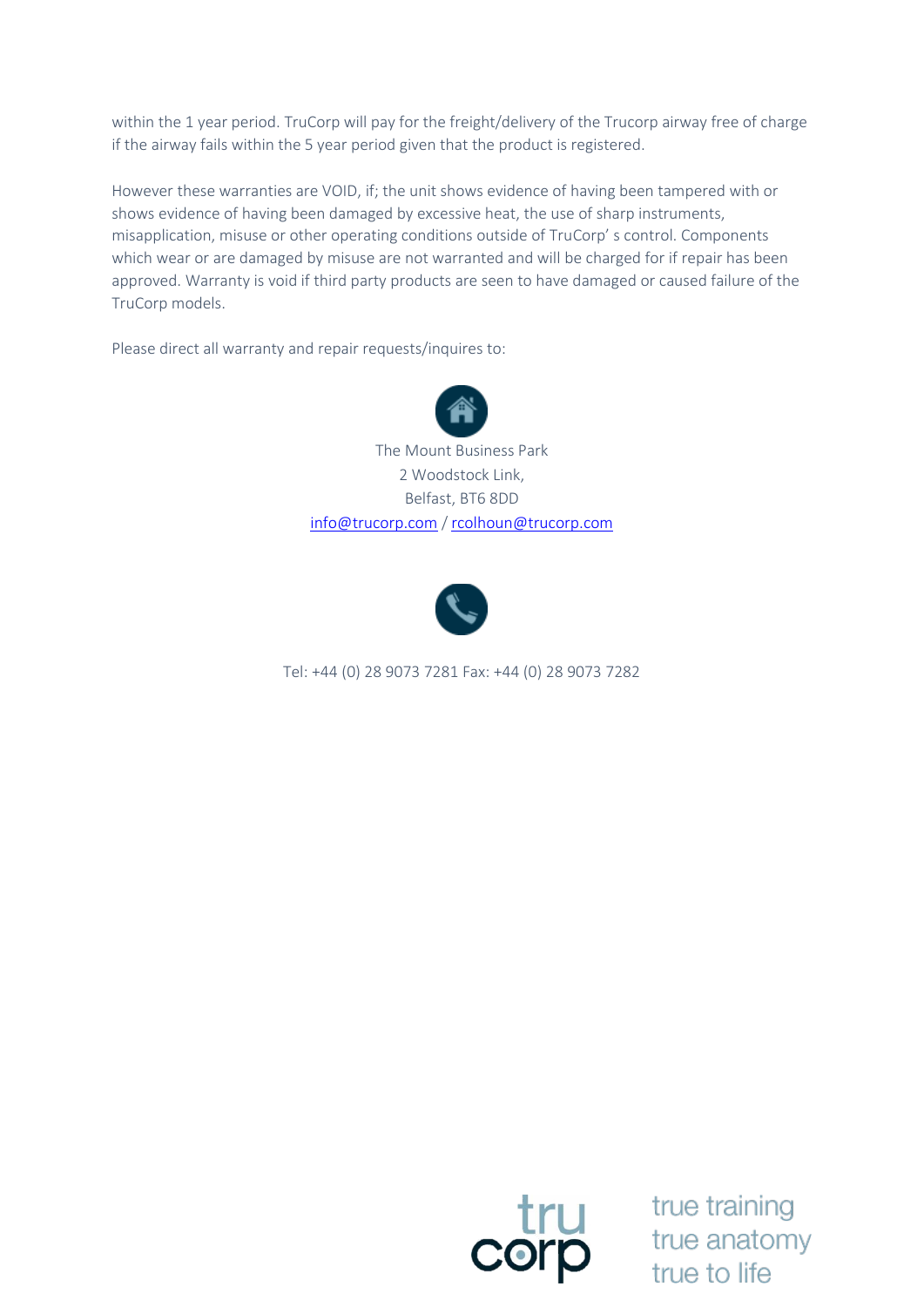within the 1 year period. TruCorp will pay for the freight/delivery of the Trucorp airway free of charge if the airway fails within the 5 year period given that the product is registered.

However these warranties are VOID, if; the unit shows evidence of having been tampered with or shows evidence of having been damaged by excessive heat, the use of sharp instruments, misapplication, misuse or other operating conditions outside of TruCorp' s control. Components which wear or are damaged by misuse are not warranted and will be charged for if repair has been approved. Warranty is void if third party products are seen to have damaged or caused failure of the TruCorp models.

Please direct all warranty and repair requests/inquires to:

The Mount Business Park
2 Woodstock Link,
Belfast, BT6 8DD
info@trucorp.com / rcolhoun@trucorp.com

Tel: +44 (0) 28 9073 7281 Fax: +44 (0) 28 9073 7282